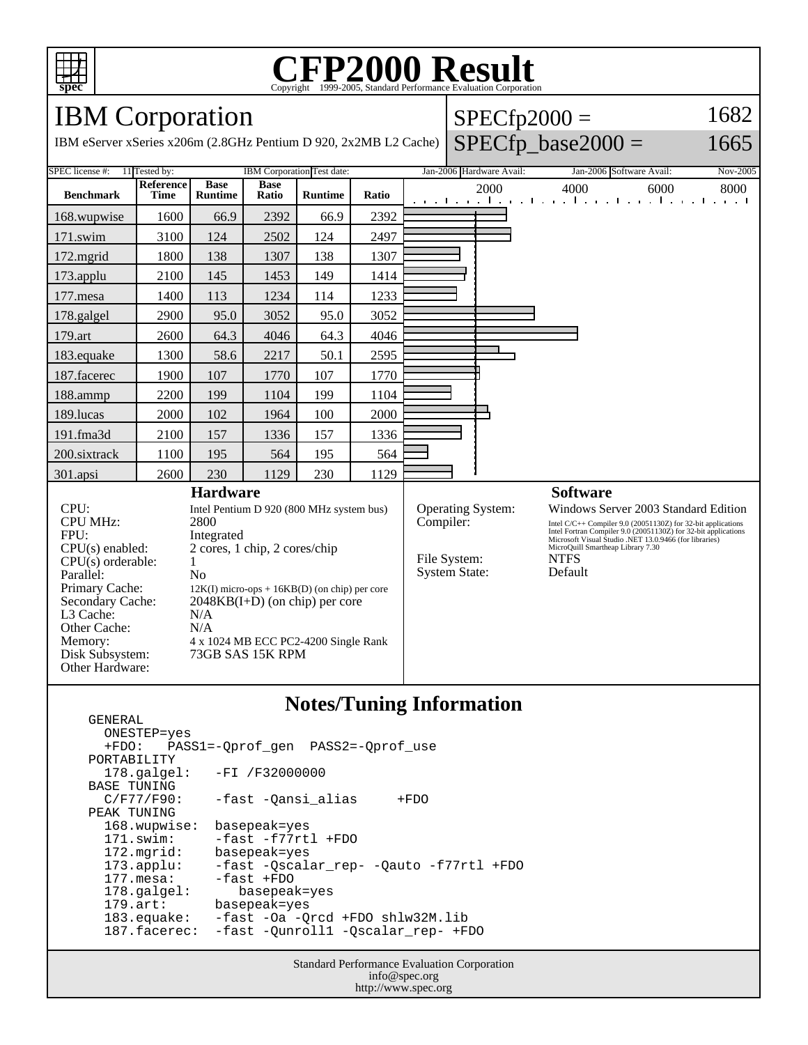# CFP2000 Result

Copyright 1999-2005, Standard Performance Evaluation Corporation

## IBM Corporation

IBM eServer xSeries x206m (2.8GHz Pentium D 920, 2x2MB L2 Cache)

SPECfp2000 = 1682

SPECfp_base2000 = 1665

| SPEC license #: | 11 | Tested by: | IBM Corporation | Test date: | Jan-2006 | Hardware Avail: | Jan-2006 | Software Avail: | Nov-2005 |
|---|---|---|---|---|---|---|---|---|---|

| Benchmark | Reference Time | Base Runtime | Base Ratio | Runtime | Ratio |
|---|---|---|---|---|---|
| 168.wupwise | 1600 | 66.9 | 2392 | 66.9 | 2392 |
| 171.swim | 3100 | 124 | 2502 | 124 | 2497 |
| 172.mgrid | 1800 | 138 | 1307 | 138 | 1307 |
| 173.applu | 2100 | 145 | 1453 | 149 | 1414 |
| 177.mesa | 1400 | 113 | 1234 | 114 | 1233 |
| 178.galgel | 2900 | 95.0 | 3052 | 95.0 | 3052 |
| 179.art | 2600 | 64.3 | 4046 | 64.3 | 4046 |
| 183.equake | 1300 | 58.6 | 2217 | 50.1 | 2595 |
| 187.facerec | 1900 | 107 | 1770 | 107 | 1770 |
| 188.ammp | 2200 | 199 | 1104 | 199 | 1104 |
| 189.lucas | 2000 | 102 | 1964 | 100 | 2000 |
| 191.fma3d | 2100 | 157 | 1336 | 157 | 1336 |
| 200.sixtrack | 1100 | 195 | 564 | 195 | 564 |
| 301.apsi | 2600 | 230 | 1129 | 230 | 1129 |

### Hardware

| | |
|---|---|
| CPU: | Intel Pentium D 920 (800 MHz system bus) |
| CPU MHz: | 2800 |
| FPU: | Integrated |
| CPU(s) enabled: | 2 cores, 1 chip, 2 cores/chip |
| CPU(s) orderable: | 1 |
| Parallel: | No |
| Primary Cache: | 12K(I) micro-ops + 16KB(D) (on chip) per core |
| Secondary Cache: | 2048KB(I+D) (on chip) per core |
| L3 Cache: | N/A |
| Other Cache: | N/A |
| Memory: | 4 x 1024 MB ECC PC2-4200 Single Rank |
| Disk Subsystem: | 73GB SAS 15K RPM |
| Other Hardware: | |

### Software

| | |
|---|---|
| Operating System: | Windows Server 2003 Standard Edition |
| Compiler: | Intel C/C++ Compiler 9.0 (20051130Z) for 32-bit applications<br>Intel Fortran Compiler 9.0 (20051130Z) for 32-bit applications<br>Microsoft Visual Studio .NET 13.0.9466 (for libraries)<br>MicroQuill Smartheap Library 7.30 |
| File System: | NTFS |
| System State: | Default |

### Notes/Tuning Information

```
GENERAL
  ONESTEP=yes
  +FDO:   PASS1=-Qprof_gen  PASS2=-Qprof_use
PORTABILITY
  178.galgel:   -FI /F32000000
BASE TUNING
  C/F77/F90:    -fast -Qansi_alias     +FDO
PEAK TUNING
  168.wupwise:  basepeak=yes
  171.swim:     -fast -f77rtl +FDO
  172.mgrid:    basepeak=yes
  173.applu:    -fast -Qscalar_rep- -Qauto -f77rtl +FDO
  177.mesa:     -fast +FDO
  178.galgel:      basepeak=yes
  179.art:      basepeak=yes
  183.equake:   -fast -Oa -Qrcd +FDO shlw32M.lib
  187.facerec:  -fast -Qunroll1 -Qscalar_rep- +FDO
```

Standard Performance Evaluation Corporation
info@spec.org
http://www.spec.org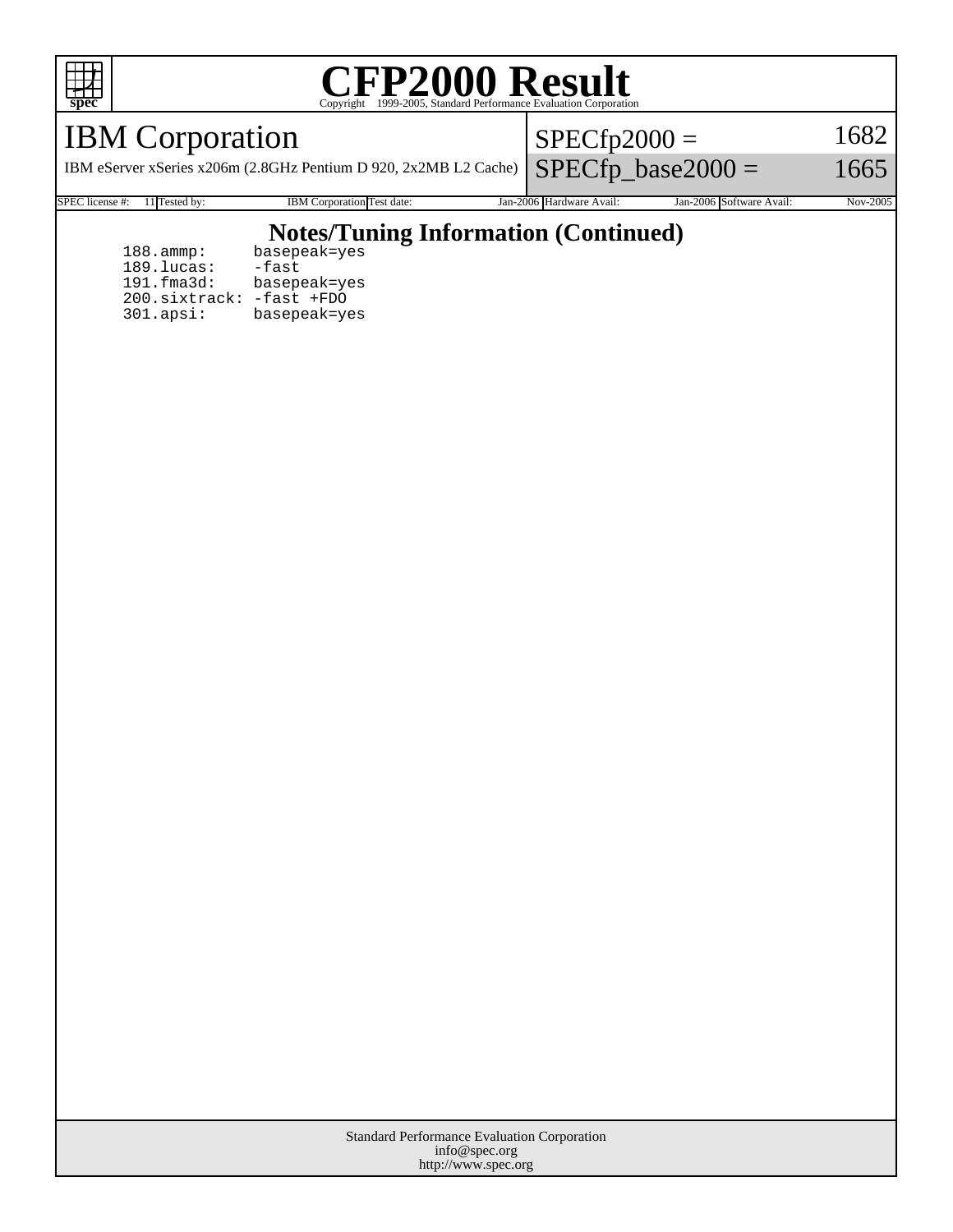# CFP2000 Result

Copyright 1999-2005, Standard Performance Evaluation Corporation

## IBM Corporation

IBM eServer xSeries x206m (2.8GHz Pentium D 920, 2x2MB L2 Cache)

SPECfp2000 = 1682

SPECfp_base2000 = 1665

| SPEC license #: | 11 | Tested by: | IBM Corporation | Test date: | Jan-2006 | Hardware Avail: | Jan-2006 | Software Avail: | Nov-2005 |
|---|---|---|---|---|---|---|---|---|---|

### Notes/Tuning Information (Continued)

```
188.ammp:     basepeak=yes
189.lucas:    -fast
191.fma3d:    basepeak=yes
200.sixtrack: -fast +FDO
301.apsi:     basepeak=yes
```

Standard Performance Evaluation Corporation
info@spec.org
http://www.spec.org